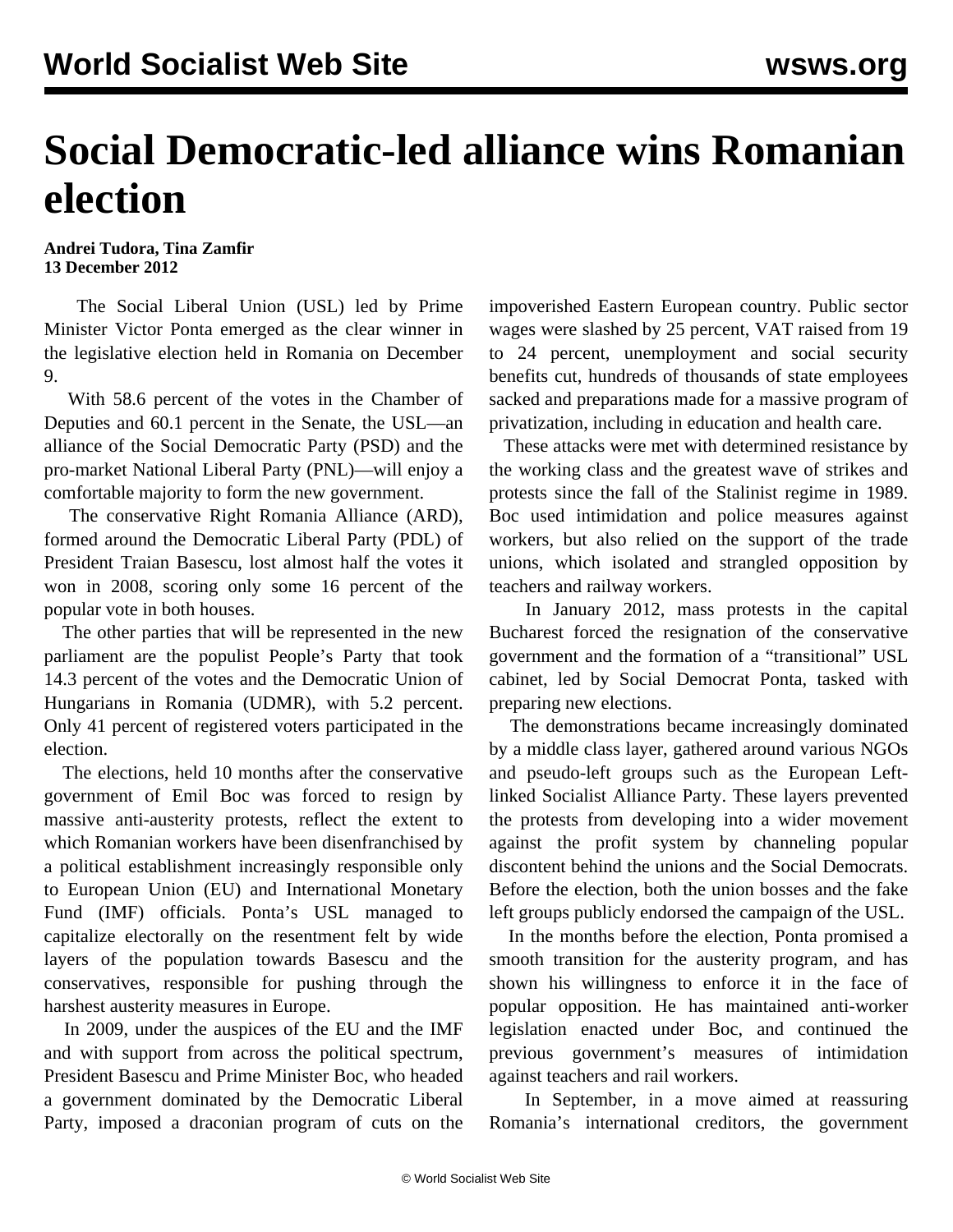# Social Democratic-led alliance wins Romanian election

**Andrei Tudora, Tina Zamfir**
**13 December 2012**

The Social Liberal Union (USL) led by Prime Minister Victor Ponta emerged as the clear winner in the legislative election held in Romania on December 9.

With 58.6 percent of the votes in the Chamber of Deputies and 60.1 percent in the Senate, the USL—an alliance of the Social Democratic Party (PSD) and the pro-market National Liberal Party (PNL)—will enjoy a comfortable majority to form the new government.

The conservative Right Romania Alliance (ARD), formed around the Democratic Liberal Party (PDL) of President Traian Basescu, lost almost half the votes it won in 2008, scoring only some 16 percent of the popular vote in both houses.

The other parties that will be represented in the new parliament are the populist People's Party that took 14.3 percent of the votes and the Democratic Union of Hungarians in Romania (UDMR), with 5.2 percent. Only 41 percent of registered voters participated in the election.

The elections, held 10 months after the conservative government of Emil Boc was forced to resign by massive anti-austerity protests, reflect the extent to which Romanian workers have been disenfranchised by a political establishment increasingly responsible only to European Union (EU) and International Monetary Fund (IMF) officials. Ponta's USL managed to capitalize electorally on the resentment felt by wide layers of the population towards Basescu and the conservatives, responsible for pushing through the harshest austerity measures in Europe.

In 2009, under the auspices of the EU and the IMF and with support from across the political spectrum, President Basescu and Prime Minister Boc, who headed a government dominated by the Democratic Liberal Party, imposed a draconian program of cuts on the impoverished Eastern European country. Public sector wages were slashed by 25 percent, VAT raised from 19 to 24 percent, unemployment and social security benefits cut, hundreds of thousands of state employees sacked and preparations made for a massive program of privatization, including in education and health care.

These attacks were met with determined resistance by the working class and the greatest wave of strikes and protests since the fall of the Stalinist regime in 1989. Boc used intimidation and police measures against workers, but also relied on the support of the trade unions, which isolated and strangled opposition by teachers and railway workers.

In January 2012, mass protests in the capital Bucharest forced the resignation of the conservative government and the formation of a "transitional" USL cabinet, led by Social Democrat Ponta, tasked with preparing new elections.

The demonstrations became increasingly dominated by a middle class layer, gathered around various NGOs and pseudo-left groups such as the European Left-linked Socialist Alliance Party. These layers prevented the protests from developing into a wider movement against the profit system by channeling popular discontent behind the unions and the Social Democrats. Before the election, both the union bosses and the fake left groups publicly endorsed the campaign of the USL.

In the months before the election, Ponta promised a smooth transition for the austerity program, and has shown his willingness to enforce it in the face of popular opposition. He has maintained anti-worker legislation enacted under Boc, and continued the previous government's measures of intimidation against teachers and rail workers.

In September, in a move aimed at reassuring Romania's international creditors, the government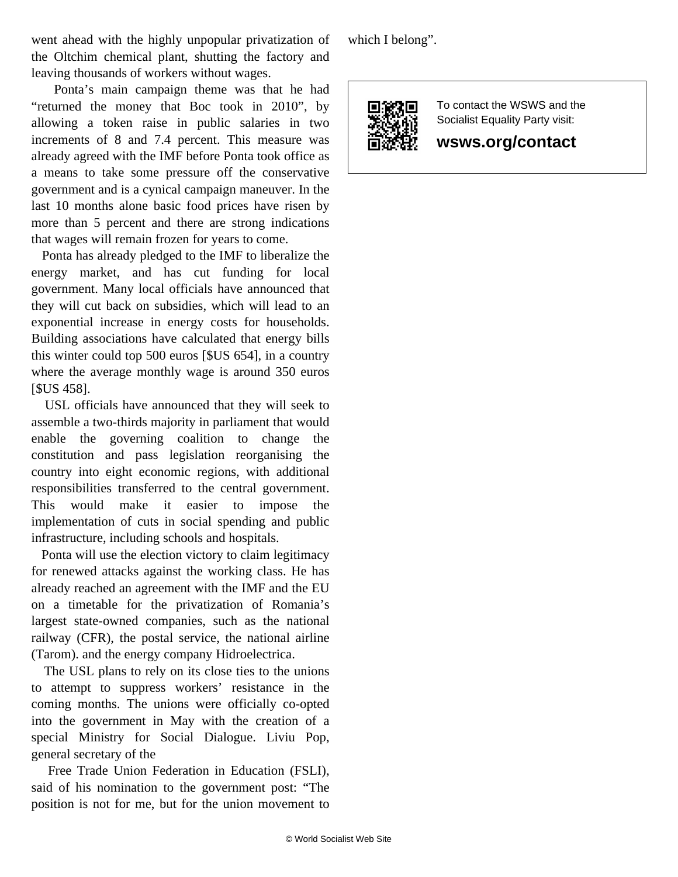went ahead with the highly unpopular privatization of the Oltchim chemical plant, shutting the factory and leaving thousands of workers without wages.

Ponta's main campaign theme was that he had "returned the money that Boc took in 2010", by allowing a token raise in public salaries in two increments of 8 and 7.4 percent. This measure was already agreed with the IMF before Ponta took office as a means to take some pressure off the conservative government and is a cynical campaign maneuver. In the last 10 months alone basic food prices have risen by more than 5 percent and there are strong indications that wages will remain frozen for years to come.

Ponta has already pledged to the IMF to liberalize the energy market, and has cut funding for local government. Many local officials have announced that they will cut back on subsidies, which will lead to an exponential increase in energy costs for households. Building associations have calculated that energy bills this winter could top 500 euros [$US 654], in a country where the average monthly wage is around 350 euros [$US 458].

USL officials have announced that they will seek to assemble a two-thirds majority in parliament that would enable the governing coalition to change the constitution and pass legislation reorganising the country into eight economic regions, with additional responsibilities transferred to the central government. This would make it easier to impose the implementation of cuts in social spending and public infrastructure, including schools and hospitals.

Ponta will use the election victory to claim legitimacy for renewed attacks against the working class. He has already reached an agreement with the IMF and the EU on a timetable for the privatization of Romania's largest state-owned companies, such as the national railway (CFR), the postal service, the national airline (Tarom). and the energy company Hidroelectrica.

The USL plans to rely on its close ties to the unions to attempt to suppress workers' resistance in the coming months. The unions were officially co-opted into the government in May with the creation of a special Ministry for Social Dialogue. Liviu Pop, general secretary of the Free Trade Union Federation in Education (FSLI), said of his nomination to the government post: "The position is not for me, but for the union movement to which I belong".

To contact the WSWS and the Socialist Equality Party visit:

**wsws.org/contact**